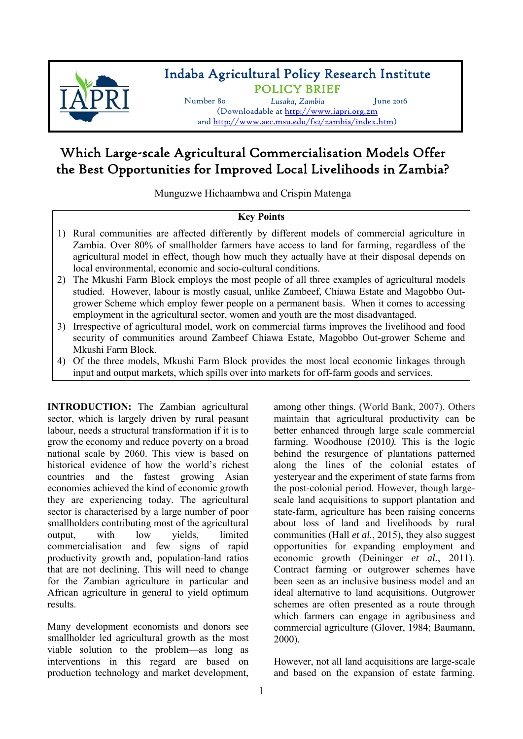Indaba Agricultural Policy Research Institute

POLICY BRIEF

Number 80 | *Lusaka, Zambia* | June 2016

(Downloadable at http://www.iapri.org.zm and http://www.aec.msu.edu/fs2/zambia/index.htm)

# Which Large-scale Agricultural Commercialisation Models Offer the Best Opportunities for Improved Local Livelihoods in Zambia?

Munguzwe Hichaambwa and Crispin Matenga

**Key Points**

1) Rural communities are affected differently by different models of commercial agriculture in Zambia. Over 80% of smallholder farmers have access to land for farming, regardless of the agricultural model in effect, though how much they actually have at their disposal depends on local environmental, economic and socio-cultural conditions.
2) The Mkushi Farm Block employs the most people of all three examples of agricultural models studied. However, labour is mostly casual, unlike Zambeef, Chiawa Estate and Magobbo Out-grower Scheme which employ fewer people on a permanent basis. When it comes to accessing employment in the agricultural sector, women and youth are the most disadvantaged.
3) Irrespective of agricultural model, work on commercial farms improves the livelihood and food security of communities around Zambeef Chiawa Estate, Magobbo Out-grower Scheme and Mkushi Farm Block.
4) Of the three models, Mkushi Farm Block provides the most local economic linkages through input and output markets, which spills over into markets for off-farm goods and services.

**INTRODUCTION:** The Zambian agricultural sector, which is largely driven by rural peasant labour, needs a structural transformation if it is to grow the economy and reduce poverty on a broad national scale by 2060. This view is based on historical evidence of how the world's richest countries and the fastest growing Asian economies achieved the kind of economic growth they are experiencing today. The agricultural sector is characterised by a large number of poor smallholders contributing most of the agricultural output, with low yields, limited commercialisation and few signs of rapid productivity growth and, population-land ratios that are not declining. This will need to change for the Zambian agriculture in particular and African agriculture in general to yield optimum results.

Many development economists and donors see smallholder led agricultural growth as the most viable solution to the problem—as long as interventions in this regard are based on production technology and market development, among other things. (World Bank, 2007). Others maintain that agricultural productivity can be better enhanced through large scale commercial farming. Woodhouse (2010)*.* This is the logic behind the resurgence of plantations patterned along the lines of the colonial estates of yesteryear and the experiment of state farms from the post-colonial period. However, though large-scale land acquisitions to support plantation and state-farm, agriculture has been raising concerns about loss of land and livelihoods by rural communities (Hall *et al.*, 2015), they also suggest opportunities for expanding employment and economic growth (Deininger *et al.*, 2011). Contract farming or outgrower schemes have been seen as an inclusive business model and an ideal alternative to land acquisitions. Outgrower schemes are often presented as a route through which farmers can engage in agribusiness and commercial agriculture (Glover, 1984; Baumann, 2000).

However, not all land acquisitions are large-scale and based on the expansion of estate farming.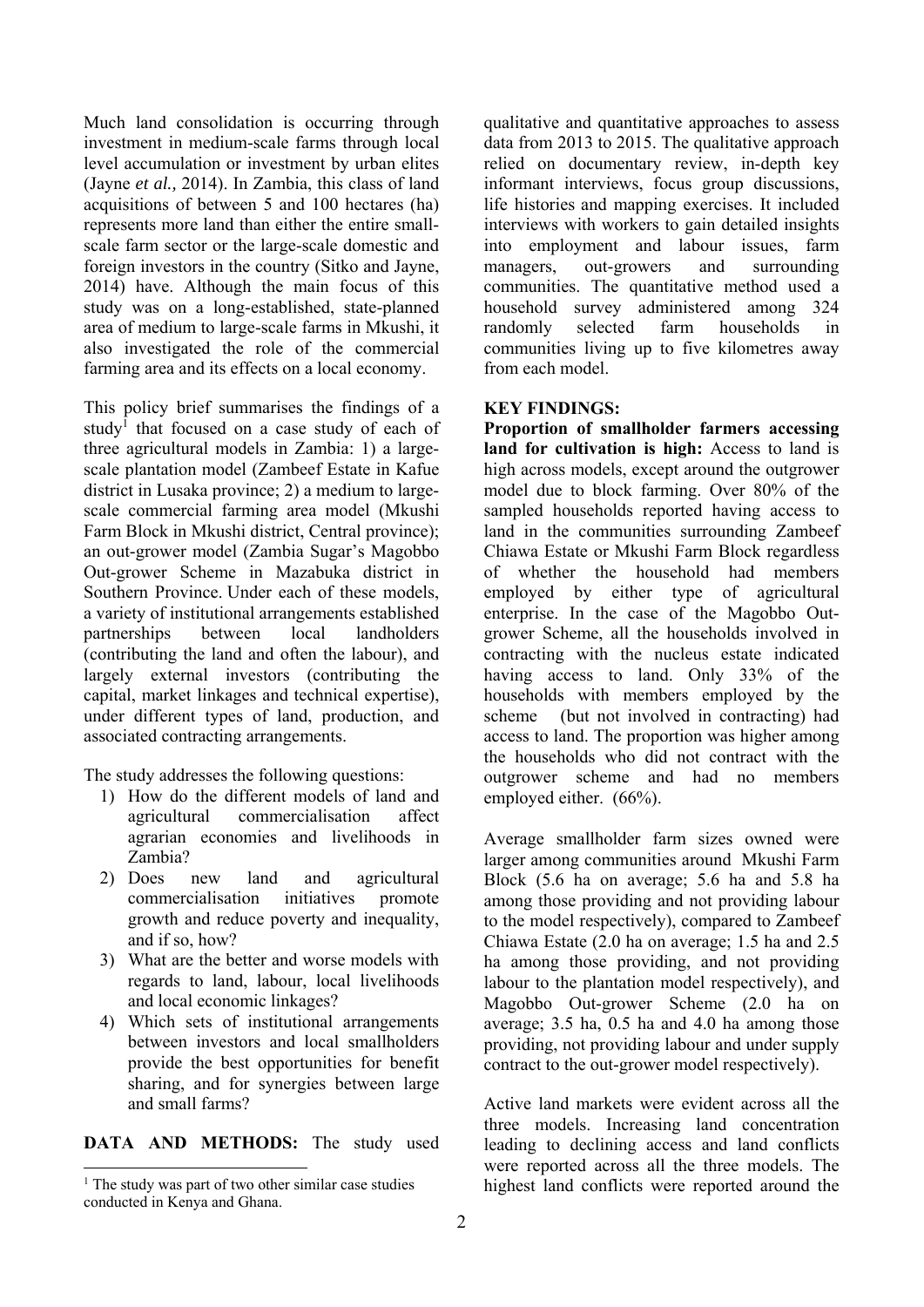Much land consolidation is occurring through investment in medium-scale farms through local level accumulation or investment by urban elites (Jayne *et al.,* 2014). In Zambia, this class of land acquisitions of between 5 and 100 hectares (ha) represents more land than either the entire small-scale farm sector or the large-scale domestic and foreign investors in the country (Sitko and Jayne, 2014) have. Although the main focus of this study was on a long-established, state-planned area of medium to large-scale farms in Mkushi, it also investigated the role of the commercial farming area and its effects on a local economy.

This policy brief summarises the findings of a study[1] that focused on a case study of each of three agricultural models in Zambia: 1) a large-scale plantation model (Zambeef Estate in Kafue district in Lusaka province; 2) a medium to large-scale commercial farming area model (Mkushi Farm Block in Mkushi district, Central province); an out-grower model (Zambia Sugar's Magobbo Out-grower Scheme in Mazabuka district in Southern Province. Under each of these models, a variety of institutional arrangements established partnerships between local landholders (contributing the land and often the labour), and largely external investors (contributing the capital, market linkages and technical expertise), under different types of land, production, and associated contracting arrangements.

The study addresses the following questions:

1) How do the different models of land and agricultural commercialisation affect agrarian economies and livelihoods in Zambia?
2) Does new land and agricultural commercialisation initiatives promote growth and reduce poverty and inequality, and if so, how?
3) What are the better and worse models with regards to land, labour, local livelihoods and local economic linkages?
4) Which sets of institutional arrangements between investors and local smallholders provide the best opportunities for benefit sharing, and for synergies between large and small farms?

**DATA AND METHODS:** The study used qualitative and quantitative approaches to assess data from 2013 to 2015. The qualitative approach relied on documentary review, in-depth key informant interviews, focus group discussions, life histories and mapping exercises. It included interviews with workers to gain detailed insights into employment and labour issues, farm managers, out-growers and surrounding communities. The quantitative method used a household survey administered among 324 randomly selected farm households in communities living up to five kilometres away from each model.

**KEY FINDINGS:**

**Proportion of smallholder farmers accessing land for cultivation is high:** Access to land is high across models, except around the outgrower model due to block farming. Over 80% of the sampled households reported having access to land in the communities surrounding Zambeef Chiawa Estate or Mkushi Farm Block regardless of whether the household had members employed by either type of agricultural enterprise. In the case of the Magobbo Out-grower Scheme, all the households involved in contracting with the nucleus estate indicated having access to land. Only 33% of the households with members employed by the scheme (but not involved in contracting) had access to land. The proportion was higher among the households who did not contract with the outgrower scheme and had no members employed either. (66%).

Average smallholder farm sizes owned were larger among communities around Mkushi Farm Block (5.6 ha on average; 5.6 ha and 5.8 ha among those providing and not providing labour to the model respectively), compared to Zambeef Chiawa Estate (2.0 ha on average; 1.5 ha and 2.5 ha among those providing, and not providing labour to the plantation model respectively), and Magobbo Out-grower Scheme (2.0 ha on average; 3.5 ha, 0.5 ha and 4.0 ha among those providing, not providing labour and under supply contract to the out-grower model respectively).

Active land markets were evident across all the three models. Increasing land concentration leading to declining access and land conflicts were reported across all the three models. The highest land conflicts were reported around the

[1] The study was part of two other similar case studies conducted in Kenya and Ghana.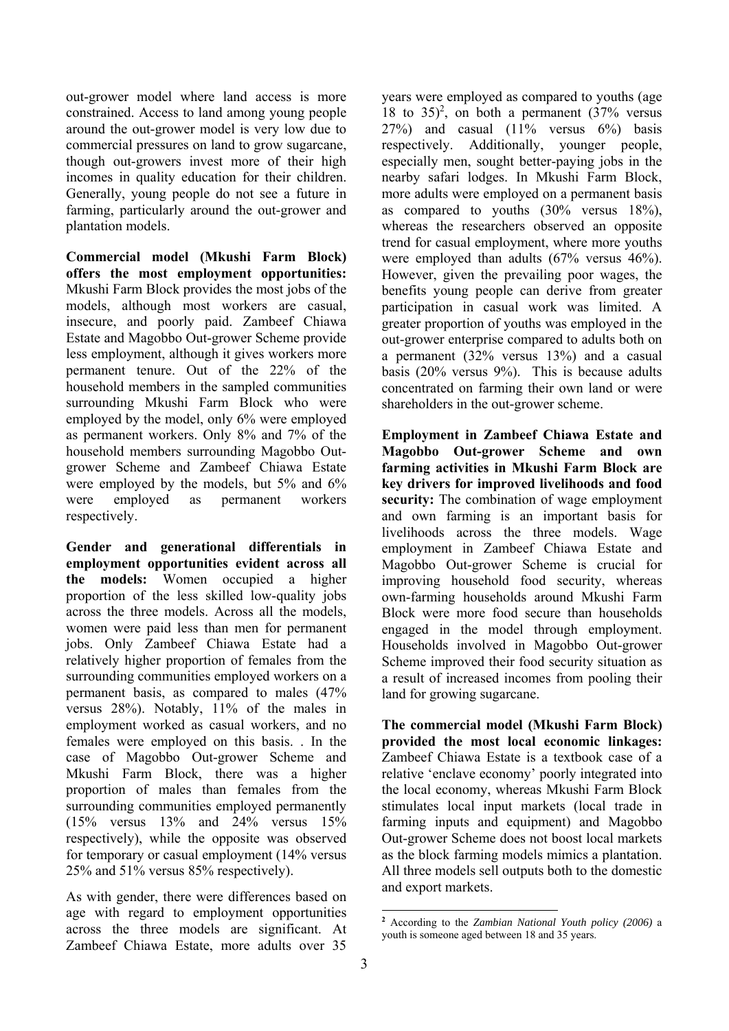out-grower model where land access is more constrained. Access to land among young people around the out-grower model is very low due to commercial pressures on land to grow sugarcane, though out-growers invest more of their high incomes in quality education for their children. Generally, young people do not see a future in farming, particularly around the out-grower and plantation models.

**Commercial model (Mkushi Farm Block) offers the most employment opportunities:** Mkushi Farm Block provides the most jobs of the models, although most workers are casual, insecure, and poorly paid. Zambeef Chiawa Estate and Magobbo Out-grower Scheme provide less employment, although it gives workers more permanent tenure. Out of the 22% of the household members in the sampled communities surrounding Mkushi Farm Block who were employed by the model, only 6% were employed as permanent workers. Only 8% and 7% of the household members surrounding Magobbo Out-grower Scheme and Zambeef Chiawa Estate were employed by the models, but 5% and 6% were employed as permanent workers respectively.

**Gender and generational differentials in employment opportunities evident across all the models:** Women occupied a higher proportion of the less skilled low-quality jobs across the three models. Across all the models, women were paid less than men for permanent jobs. Only Zambeef Chiawa Estate had a relatively higher proportion of females from the surrounding communities employed workers on a permanent basis, as compared to males (47% versus 28%). Notably, 11% of the males in employment worked as casual workers, and no females were employed on this basis. . In the case of Magobbo Out-grower Scheme and Mkushi Farm Block, there was a higher proportion of males than females from the surrounding communities employed permanently (15% versus 13% and 24% versus 15% respectively), while the opposite was observed for temporary or casual employment (14% versus 25% and 51% versus 85% respectively).

As with gender, there were differences based on age with regard to employment opportunities across the three models are significant. At Zambeef Chiawa Estate, more adults over 35 years were employed as compared to youths (age 18 to 35)[2], on both a permanent (37% versus 27%) and casual (11% versus 6%) basis respectively. Additionally, younger people, especially men, sought better-paying jobs in the nearby safari lodges. In Mkushi Farm Block, more adults were employed on a permanent basis as compared to youths (30% versus 18%), whereas the researchers observed an opposite trend for casual employment, where more youths were employed than adults (67% versus 46%). However, given the prevailing poor wages, the benefits young people can derive from greater participation in casual work was limited. A greater proportion of youths was employed in the out-grower enterprise compared to adults both on a permanent (32% versus 13%) and a casual basis (20% versus 9%). This is because adults concentrated on farming their own land or were shareholders in the out-grower scheme.

**Employment in Zambeef Chiawa Estate and Magobbo Out-grower Scheme and own farming activities in Mkushi Farm Block are key drivers for improved livelihoods and food security:** The combination of wage employment and own farming is an important basis for livelihoods across the three models. Wage employment in Zambeef Chiawa Estate and Magobbo Out-grower Scheme is crucial for improving household food security, whereas own-farming households around Mkushi Farm Block were more food secure than households engaged in the model through employment. Households involved in Magobbo Out-grower Scheme improved their food security situation as a result of increased incomes from pooling their land for growing sugarcane.

**The commercial model (Mkushi Farm Block) provided the most local economic linkages:** Zambeef Chiawa Estate is a textbook case of a relative 'enclave economy' poorly integrated into the local economy, whereas Mkushi Farm Block stimulates local input markets (local trade in farming inputs and equipment) and Magobbo Out-grower Scheme does not boost local markets as the block farming models mimics a plantation. All three models sell outputs both to the domestic and export markets.

[2] According to the *Zambian National Youth policy (2006)* a youth is someone aged between 18 and 35 years.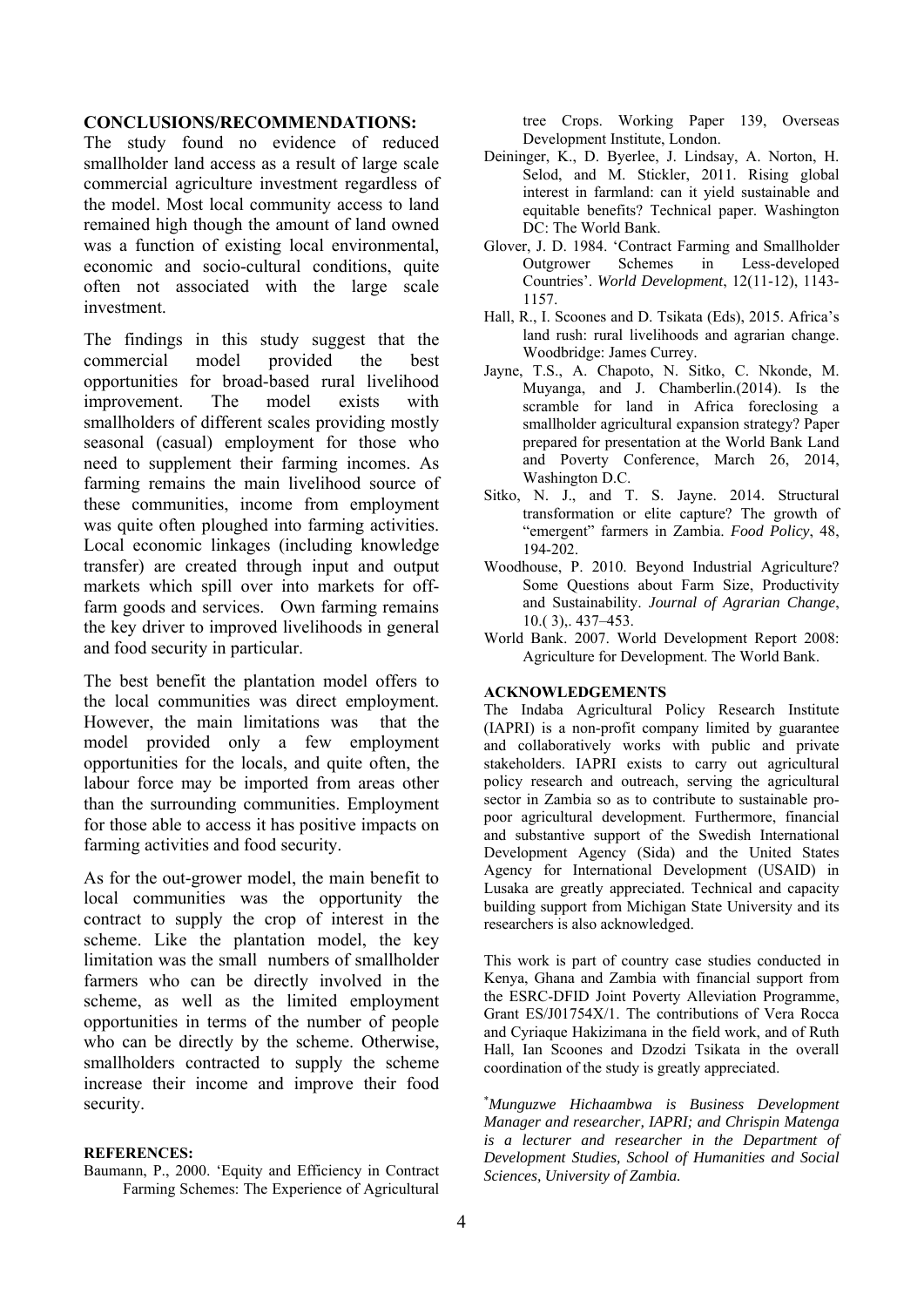## CONCLUSIONS/RECOMMENDATIONS:

The study found no evidence of reduced smallholder land access as a result of large scale commercial agriculture investment regardless of the model. Most local community access to land remained high though the amount of land owned was a function of existing local environmental, economic and socio-cultural conditions, quite often not associated with the large scale investment.

The findings in this study suggest that the commercial model provided the best opportunities for broad-based rural livelihood improvement. The model exists with smallholders of different scales providing mostly seasonal (casual) employment for those who need to supplement their farming incomes. As farming remains the main livelihood source of these communities, income from employment was quite often ploughed into farming activities. Local economic linkages (including knowledge transfer) are created through input and output markets which spill over into markets for off-farm goods and services. Own farming remains the key driver to improved livelihoods in general and food security in particular.

The best benefit the plantation model offers to the local communities was direct employment. However, the main limitations was that the model provided only a few employment opportunities for the locals, and quite often, the labour force may be imported from areas other than the surrounding communities. Employment for those able to access it has positive impacts on farming activities and food security.

As for the out-grower model, the main benefit to local communities was the opportunity the contract to supply the crop of interest in the scheme. Like the plantation model, the key limitation was the small numbers of smallholder farmers who can be directly involved in the scheme, as well as the limited employment opportunities in terms of the number of people who can be directly by the scheme. Otherwise, smallholders contracted to supply the scheme increase their income and improve their food security.

## REFERENCES:

Baumann, P., 2000. 'Equity and Efficiency in Contract Farming Schemes: The Experience of Agricultural tree Crops. Working Paper 139, Overseas Development Institute, London.

Deininger, K., D. Byerlee, J. Lindsay, A. Norton, H. Selod, and M. Stickler, 2011. Rising global interest in farmland: can it yield sustainable and equitable benefits? Technical paper. Washington DC: The World Bank.

Glover, J. D. 1984. 'Contract Farming and Smallholder Outgrower Schemes in Less-developed Countries'. *World Development*, 12(11-12), 1143-1157.

Hall, R., I. Scoones and D. Tsikata (Eds), 2015. Africa's land rush: rural livelihoods and agrarian change. Woodbridge: James Currey.

Jayne, T.S., A. Chapoto, N. Sitko, C. Nkonde, M. Muyanga, and J. Chamberlin.(2014). Is the scramble for land in Africa foreclosing a smallholder agricultural expansion strategy? Paper prepared for presentation at the World Bank Land and Poverty Conference, March 26, 2014, Washington D.C.

Sitko, N. J., and T. S. Jayne. 2014. Structural transformation or elite capture? The growth of "emergent" farmers in Zambia. *Food Policy*, 48, 194-202.

Woodhouse, P. 2010. Beyond Industrial Agriculture? Some Questions about Farm Size, Productivity and Sustainability. *Journal of Agrarian Change*, 10.( 3),. 437–453.

World Bank. 2007. World Development Report 2008: Agriculture for Development. The World Bank.

## ACKNOWLEDGEMENTS

The Indaba Agricultural Policy Research Institute (IAPRI) is a non-profit company limited by guarantee and collaboratively works with public and private stakeholders. IAPRI exists to carry out agricultural policy research and outreach, serving the agricultural sector in Zambia so as to contribute to sustainable pro-poor agricultural development. Furthermore, financial and substantive support of the Swedish International Development Agency (Sida) and the United States Agency for International Development (USAID) in Lusaka are greatly appreciated. Technical and capacity building support from Michigan State University and its researchers is also acknowledged.

This work is part of country case studies conducted in Kenya, Ghana and Zambia with financial support from the ESRC-DFID Joint Poverty Alleviation Programme, Grant ES/J01754X/1. The contributions of Vera Rocca and Cyriaque Hakizimana in the field work, and of Ruth Hall, Ian Scoones and Dzodzi Tsikata in the overall coordination of the study is greatly appreciated.

*[*]Munguzwe Hichaambwa is Business Development Manager and researcher, IAPRI; and Chrispin Matenga is a lecturer and researcher in the Department of Development Studies, School of Humanities and Social Sciences, University of Zambia.*